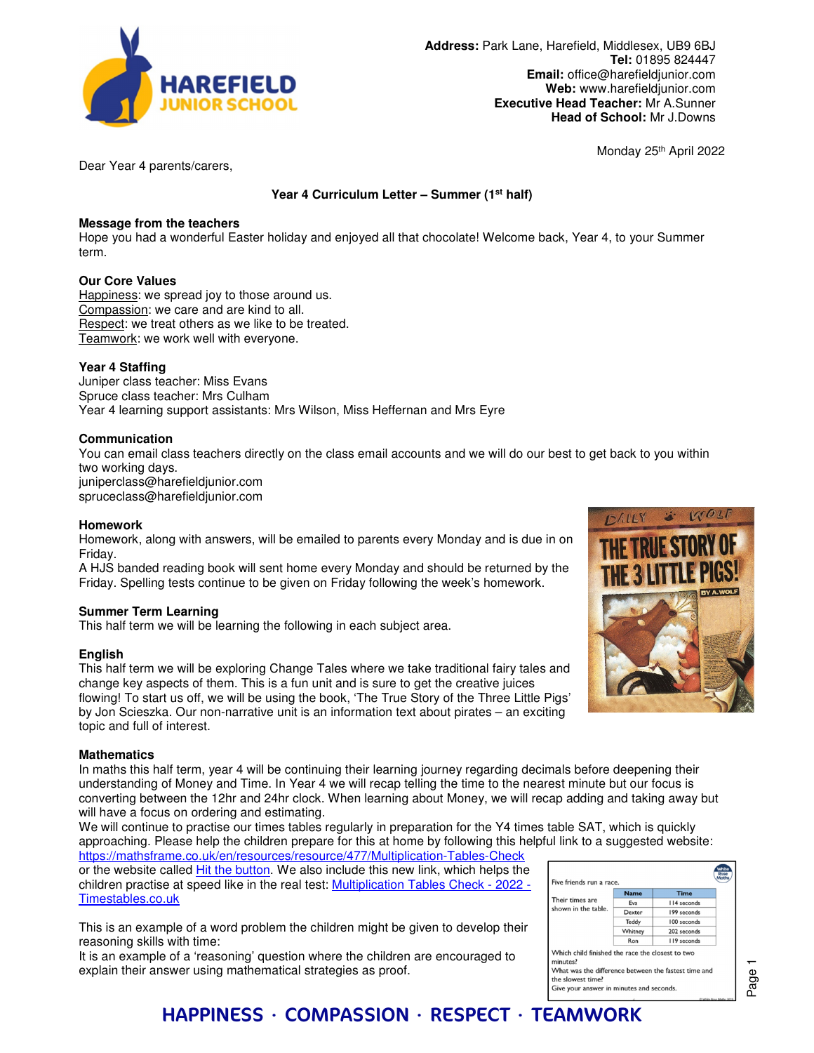**Address:** Park Lane, Harefield, Middlesex, UB9 6BJ
**Tel:** 01895 824447
**Email:** office@harefieldjunior.com
**Web:** www.harefieldjunior.com
**Executive Head Teacher:** Mr A.Sunner
**Head of School:** Mr J.Downs

Monday 25th April 2022

Dear Year 4 parents/carers,

**Year 4 Curriculum Letter – Summer (1st half)**

**Message from the teachers**
Hope you had a wonderful Easter holiday and enjoyed all that chocolate! Welcome back, Year 4, to your Summer term.

**Our Core Values**
Happiness: we spread joy to those around us.
Compassion: we care and are kind to all.
Respect: we treat others as we like to be treated.
Teamwork: we work well with everyone.

**Year 4 Staffing**
Juniper class teacher: Miss Evans
Spruce class teacher: Mrs Culham
Year 4 learning support assistants: Mrs Wilson, Miss Heffernan and Mrs Eyre

**Communication**
You can email class teachers directly on the class email accounts and we will do our best to get back to you within two working days.
juniperclass@harefieldjunior.com
spruceclass@harefieldjunior.com

**Homework**
Homework, along with answers, will be emailed to parents every Monday and is due in on Friday.
A HJS banded reading book will sent home every Monday and should be returned by the Friday. Spelling tests continue to be given on Friday following the week's homework.

**Summer Term Learning**
This half term we will be learning the following in each subject area.

**English**
This half term we will be exploring Change Tales where we take traditional fairy tales and change key aspects of them. This is a fun unit and is sure to get the creative juices flowing! To start us off, we will be using the book, 'The True Story of the Three Little Pigs' by Jon Scieszka. Our non-narrative unit is an information text about pirates – an exciting topic and full of interest.

**Mathematics**
In maths this half term, year 4 will be continuing their learning journey regarding decimals before deepening their understanding of Money and Time. In Year 4 we will recap telling the time to the nearest minute but our focus is converting between the 12hr and 24hr clock. When learning about Money, we will recap adding and taking away but will have a focus on ordering and estimating.
We will continue to practise our times tables regularly in preparation for the Y4 times table SAT, which is quickly approaching. Please help the children prepare for this at home by following this helpful link to a suggested website: https://mathsframe.co.uk/en/resources/resource/477/Multiplication-Tables-Check
or the website called Hit the button. We also include this new link, which helps the children practise at speed like in the real test: Multiplication Tables Check - 2022 - Timestables.co.uk

This is an example of a word problem the children might be given to develop their reasoning skills with time:
It is an example of a 'reasoning' question where the children are encouraged to explain their answer using mathematical strategies as proof.

Five friends run a race.

Their times are shown in the table.

| Name | Time |
|---|---|
| Eva | 114 seconds |
| Dexter | 199 seconds |
| Teddy | 100 seconds |
| Whitney | 202 seconds |
| Ron | 119 seconds |

Which child finished the race the closest to two minutes?
What was the difference between the fastest time and the slowest time?
Give your answer in minutes and seconds.

**HAPPINESS · COMPASSION · RESPECT · TEAMWORK**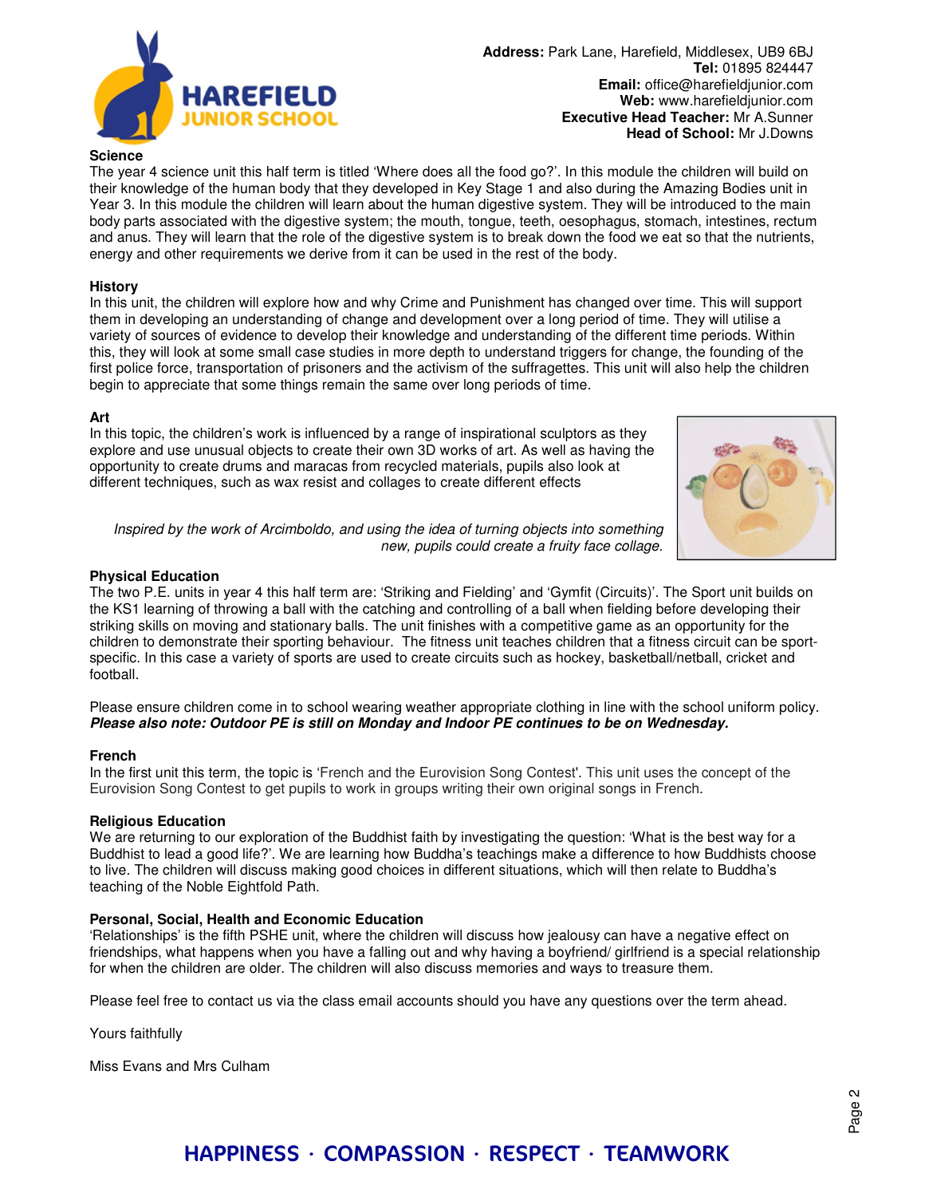**Address:** Park Lane, Harefield, Middlesex, UB9 6BJ
**Tel:** 01895 824447
**Email:** office@harefieldjunior.com
**Web:** www.harefieldjunior.com
**Executive Head Teacher:** Mr A.Sunner
**Head of School:** Mr J.Downs

**Science**

The year 4 science unit this half term is titled 'Where does all the food go?'. In this module the children will build on their knowledge of the human body that they developed in Key Stage 1 and also during the Amazing Bodies unit in Year 3. In this module the children will learn about the human digestive system. They will be introduced to the main body parts associated with the digestive system; the mouth, tongue, teeth, oesophagus, stomach, intestines, rectum and anus. They will learn that the role of the digestive system is to break down the food we eat so that the nutrients, energy and other requirements we derive from it can be used in the rest of the body.

**History**

In this unit, the children will explore how and why Crime and Punishment has changed over time. This will support them in developing an understanding of change and development over a long period of time. They will utilise a variety of sources of evidence to develop their knowledge and understanding of the different time periods. Within this, they will look at some small case studies in more depth to understand triggers for change, the founding of the first police force, transportation of prisoners and the activism of the suffragettes. This unit will also help the children begin to appreciate that some things remain the same over long periods of time.

**Art**

In this topic, the children's work is influenced by a range of inspirational sculptors as they explore and use unusual objects to create their own 3D works of art. As well as having the opportunity to create drums and maracas from recycled materials, pupils also look at different techniques, such as wax resist and collages to create different effects

*Inspired by the work of Arcimboldo, and using the idea of turning objects into something new, pupils could create a fruity face collage.*

**Physical Education**

The two P.E. units in year 4 this half term are: 'Striking and Fielding' and 'Gymfit (Circuits)'. The Sport unit builds on the KS1 learning of throwing a ball with the catching and controlling of a ball when fielding before developing their striking skills on moving and stationary balls. The unit finishes with a competitive game as an opportunity for the children to demonstrate their sporting behaviour. The fitness unit teaches children that a fitness circuit can be sport-specific. In this case a variety of sports are used to create circuits such as hockey, basketball/netball, cricket and football.

Please ensure children come in to school wearing weather appropriate clothing in line with the school uniform policy. ***Please also note: Outdoor PE is still on Monday and Indoor PE continues to be on Wednesday.***

**French**

In the first unit this term, the topic is 'French and the Eurovision Song Contest'. This unit uses the concept of the Eurovision Song Contest to get pupils to work in groups writing their own original songs in French.

**Religious Education**

We are returning to our exploration of the Buddhist faith by investigating the question: 'What is the best way for a Buddhist to lead a good life?'. We are learning how Buddha's teachings make a difference to how Buddhists choose to live. The children will discuss making good choices in different situations, which will then relate to Buddha's teaching of the Noble Eightfold Path.

**Personal, Social, Health and Economic Education**

'Relationships' is the fifth PSHE unit, where the children will discuss how jealousy can have a negative effect on friendships, what happens when you have a falling out and why having a boyfriend/ girlfriend is a special relationship for when the children are older. The children will also discuss memories and ways to treasure them.

Please feel free to contact us via the class email accounts should you have any questions over the term ahead.

Yours faithfully

Miss Evans and Mrs Culham

**HAPPINESS · COMPASSION · RESPECT · TEAMWORK**